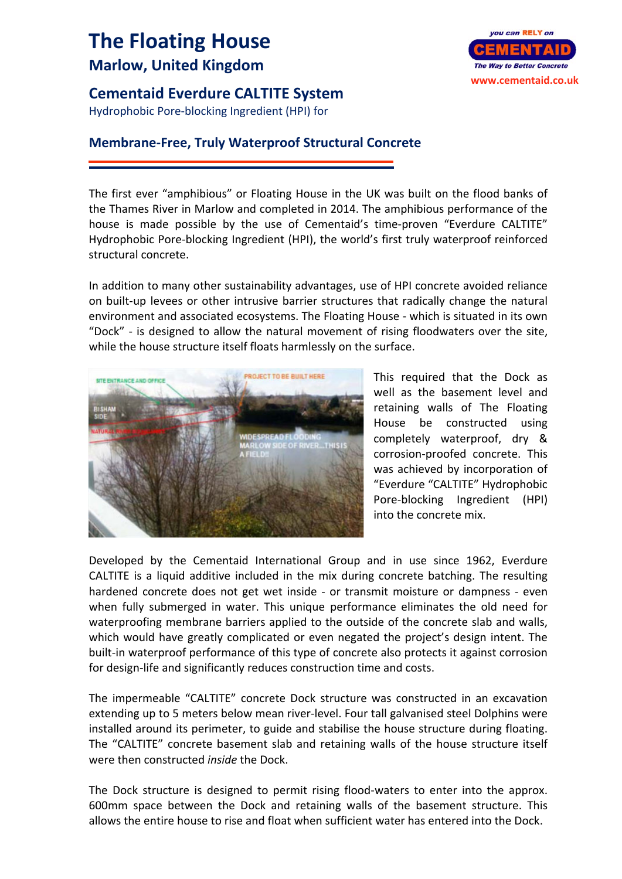# The Floating House

## Marlow, United Kingdom

you can RELY on **CEMENTAID** The Way to Better Concrete
www.cementaid.co.uk

## Cementaid Everdure CALTITE System

Hydrophobic Pore-blocking Ingredient (HPI) for

### Membrane-Free, Truly Waterproof Structural Concrete

The first ever "amphibious" or Floating House in the UK was built on the flood banks of the Thames River in Marlow and completed in 2014. The amphibious performance of the house is made possible by the use of Cementaid's time-proven "Everdure CALTITE" Hydrophobic Pore-blocking Ingredient (HPI), the world's first truly waterproof reinforced structural concrete.

In addition to many other sustainability advantages, use of HPI concrete avoided reliance on built-up levees or other intrusive barrier structures that radically change the natural environment and associated ecosystems. The Floating House - which is situated in its own "Dock" - is designed to allow the natural movement of rising floodwaters over the site, while the house structure itself floats harmlessly on the surface.

This required that the Dock as well as the basement level and retaining walls of The Floating House be constructed using completely waterproof, dry & corrosion-proofed concrete. This was achieved by incorporation of "Everdure "CALTITE" Hydrophobic Pore-blocking Ingredient (HPI) into the concrete mix.

Developed by the Cementaid International Group and in use since 1962, Everdure CALTITE is a liquid additive included in the mix during concrete batching. The resulting hardened concrete does not get wet inside - or transmit moisture or dampness - even when fully submerged in water. This unique performance eliminates the old need for waterproofing membrane barriers applied to the outside of the concrete slab and walls, which would have greatly complicated or even negated the project's design intent. The built-in waterproof performance of this type of concrete also protects it against corrosion for design-life and significantly reduces construction time and costs.

The impermeable "CALTITE" concrete Dock structure was constructed in an excavation extending up to 5 meters below mean river-level. Four tall galvanised steel Dolphins were installed around its perimeter, to guide and stabilise the house structure during floating. The "CALTITE" concrete basement slab and retaining walls of the house structure itself were then constructed *inside* the Dock.

The Dock structure is designed to permit rising flood-waters to enter into the approx. 600mm space between the Dock and retaining walls of the basement structure. This allows the entire house to rise and float when sufficient water has entered into the Dock.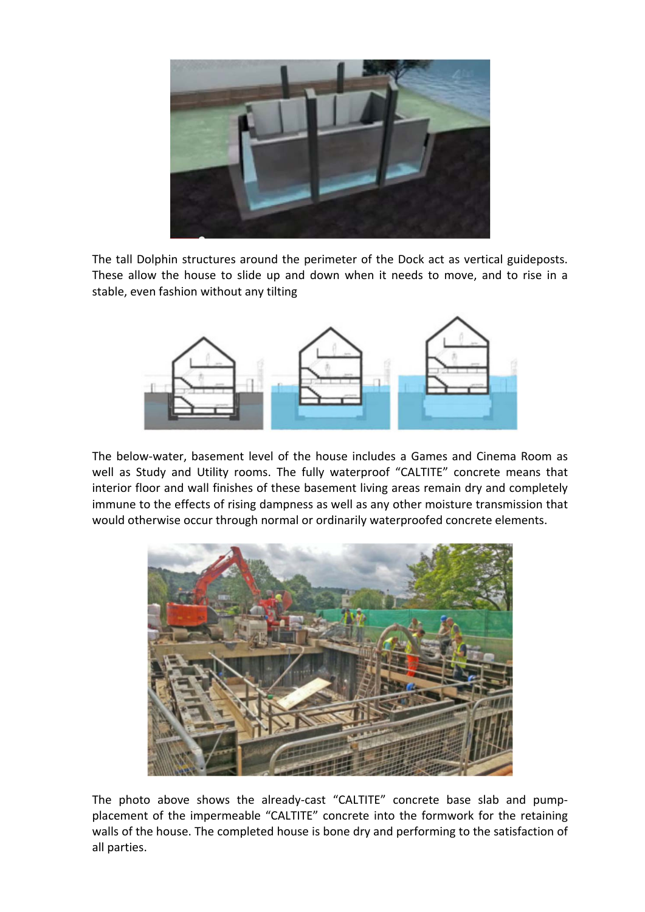The tall Dolphin structures around the perimeter of the Dock act as vertical guideposts. These allow the house to slide up and down when it needs to move, and to rise in a stable, even fashion without any tilting

The below-water, basement level of the house includes a Games and Cinema Room as well as Study and Utility rooms. The fully waterproof "CALTITE" concrete means that interior floor and wall finishes of these basement living areas remain dry and completely immune to the effects of rising dampness as well as any other moisture transmission that would otherwise occur through normal or ordinarily waterproofed concrete elements.

The photo above shows the already-cast "CALTITE" concrete base slab and pump-placement of the impermeable "CALTITE" concrete into the formwork for the retaining walls of the house. The completed house is bone dry and performing to the satisfaction of all parties.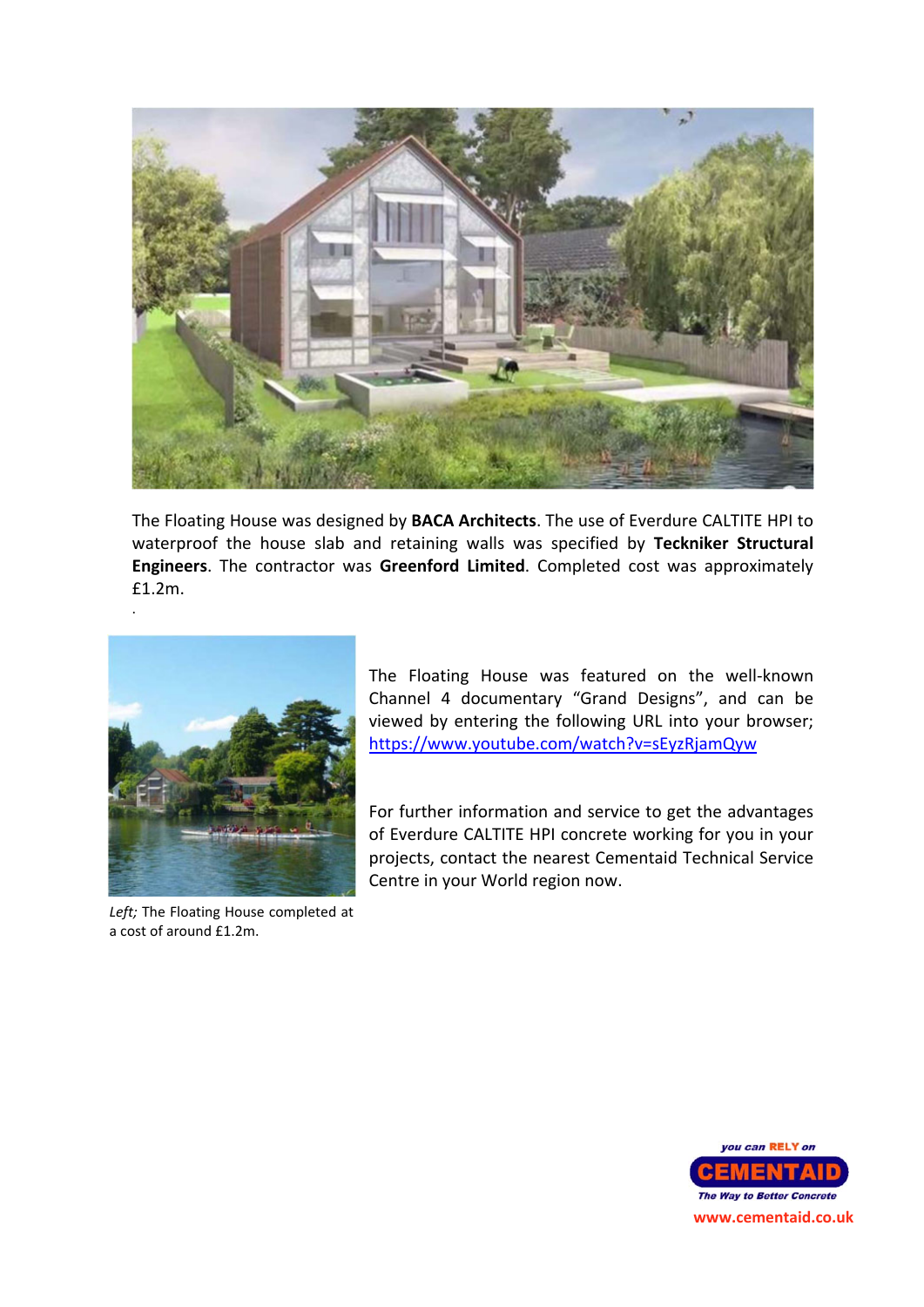The Floating House was designed by **BACA Architects**. The use of Everdure CALTITE HPI to waterproof the house slab and retaining walls was specified by **Teckniker Structural Engineers**. The contractor was **Greenford Limited**. Completed cost was approximately £1.2m.

The Floating House was featured on the well-known Channel 4 documentary "Grand Designs", and can be viewed by entering the following URL into your browser; https://www.youtube.com/watch?v=sEyzRjamQyw

For further information and service to get the advantages of Everdure CALTITE HPI concrete working for you in your projects, contact the nearest Cementaid Technical Service Centre in your World region now.

*Left;* The Floating House completed at a cost of around £1.2m.

you can RELY on CEMENTAID The Way to Better Concrete

www.cementaid.co.uk